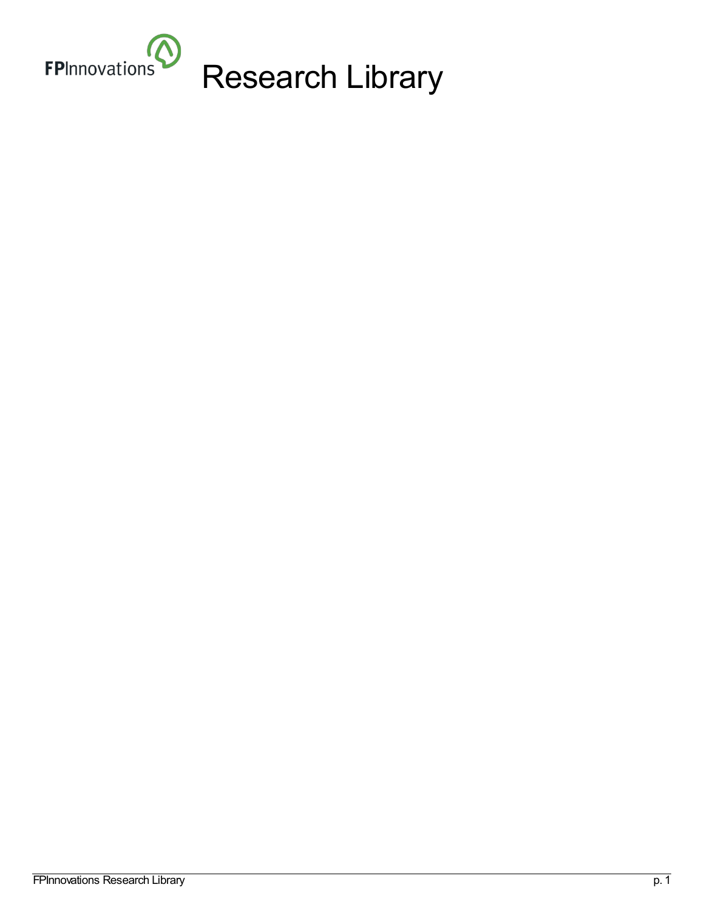# Research Library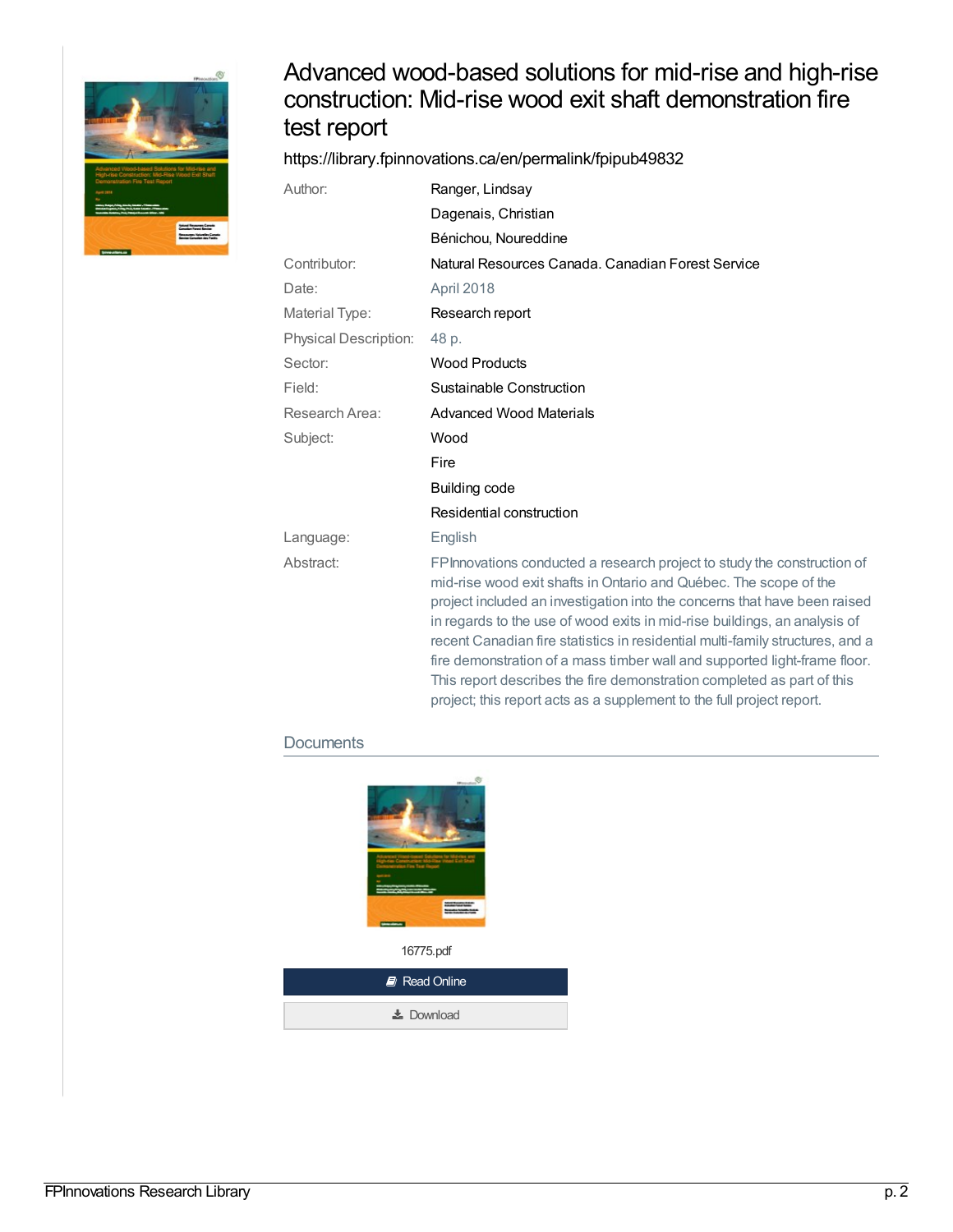# Advanced wood-based solutions for mid-rise and high-rise construction: Mid-rise wood exit shaft demonstration fire test report

https://library.fpinnovations.ca/en/permalink/fpipub49832

| | |
|---|---|
| Author: | Ranger, Lindsay<br>Dagenais, Christian<br>Bénichou, Noureddine |
| Contributor: | Natural Resources Canada. Canadian Forest Service |
| Date: | April 2018 |
| Material Type: | Research report |
| Physical Description: | 48 p. |
| Sector: | Wood Products |
| Field: | Sustainable Construction |
| Research Area: | Advanced Wood Materials |
| Subject: | Wood<br>Fire<br>Building code<br>Residential construction |
| Language: | English |
| Abstract: | FPInnovations conducted a research project to study the construction of mid-rise wood exit shafts in Ontario and Québec. The scope of the project included an investigation into the concerns that have been raised in regards to the use of wood exits in mid-rise buildings, an analysis of recent Canadian fire statistics in residential multi-family structures, and a fire demonstration of a mass timber wall and supported light-frame floor. This report describes the fire demonstration completed as part of this project; this report acts as a supplement to the full project report. |

## Documents

16775.pdf

Read Online

Download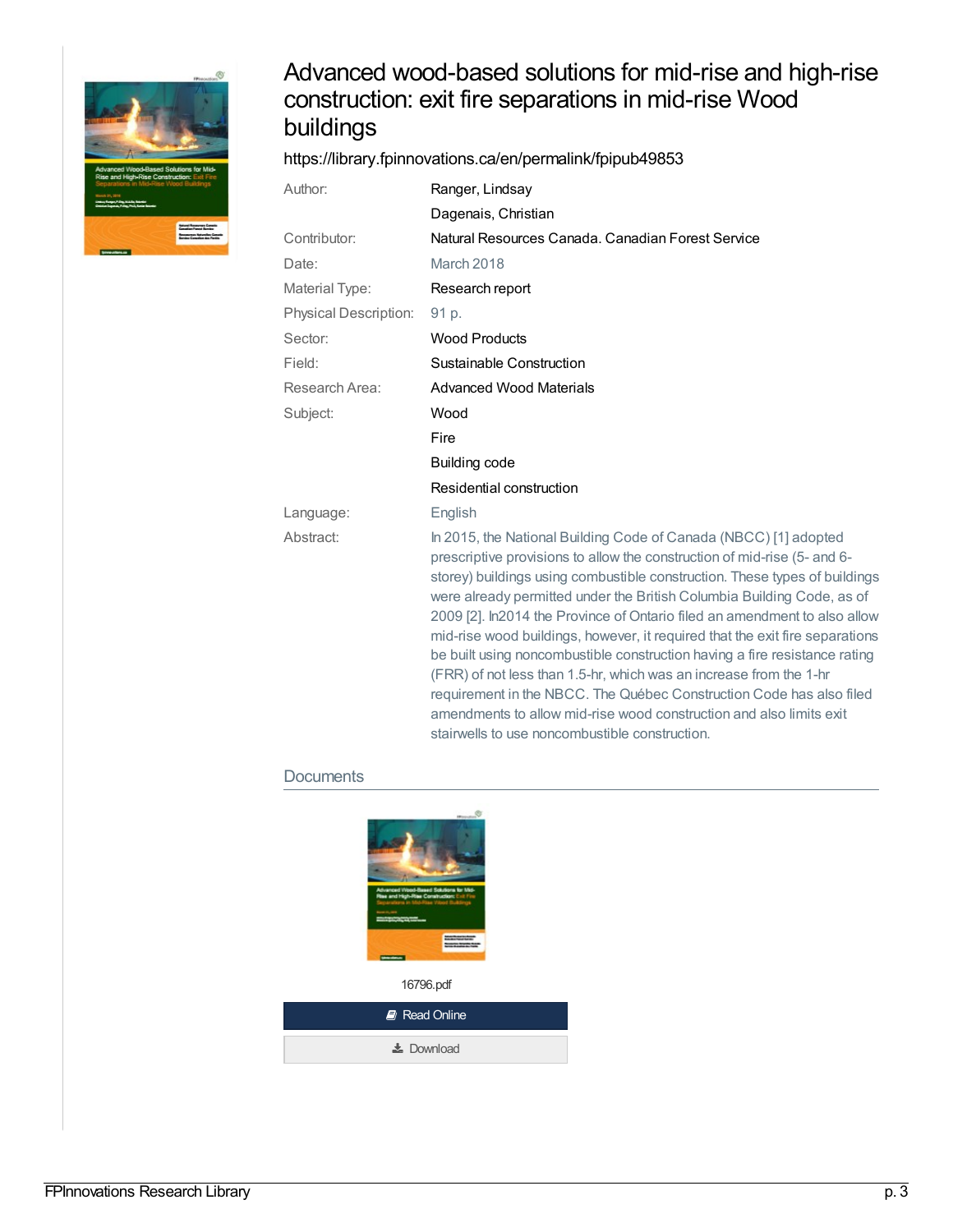# Advanced wood-based solutions for mid-rise and high-rise construction: exit fire separations in mid-rise Wood buildings

https://library.fpinnovations.ca/en/permalink/fpipub49853

| | |
|---|---|
| Author: | Ranger, Lindsay |
| | Dagenais, Christian |
| Contributor: | Natural Resources Canada. Canadian Forest Service |
| Date: | March 2018 |
| Material Type: | Research report |
| Physical Description: | 91 p. |
| Sector: | Wood Products |
| Field: | Sustainable Construction |
| Research Area: | Advanced Wood Materials |
| Subject: | Wood |
| | Fire |
| | Building code |
| | Residential construction |
| Language: | English |
| Abstract: | In 2015, the National Building Code of Canada (NBCC) [1] adopted prescriptive provisions to allow the construction of mid-rise (5- and 6-storey) buildings using combustible construction. These types of buildings were already permitted under the British Columbia Building Code, as of 2009 [2]. In2014 the Province of Ontario filed an amendment to also allow mid-rise wood buildings, however, it required that the exit fire separations be built using noncombustible construction having a fire resistance rating (FRR) of not less than 1.5-hr, which was an increase from the 1-hr requirement in the NBCC. The Québec Construction Code has also filed amendments to allow mid-rise wood construction and also limits exit stairwells to use noncombustible construction. |

## Documents

16796.pdf

Read Online

Download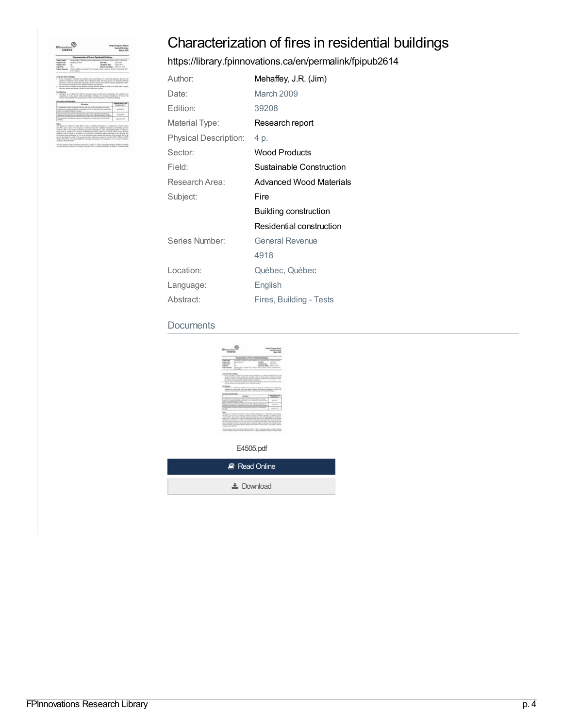# Characterization of fires in residential buildings

https://library.fpinnovations.ca/en/permalink/fpipub2614

| | |
|---|---|
| Author: | Mehaffey, J.R. (Jim) |
| Date: | March 2009 |
| Edition: | 39208 |
| Material Type: | Research report |
| Physical Description: | 4 p. |
| Sector: | Wood Products |
| Field: | Sustainable Construction |
| Research Area: | Advanced Wood Materials |
| Subject: | Fire |
| | Building construction |
| | Residential construction |
| Series Number: | General Revenue |
| | 4918 |
| Location: | Québec, Québec |
| Language: | English |
| Abstract: | Fires, Building - Tests |

## Documents

E4505.pdf

Read Online

Download